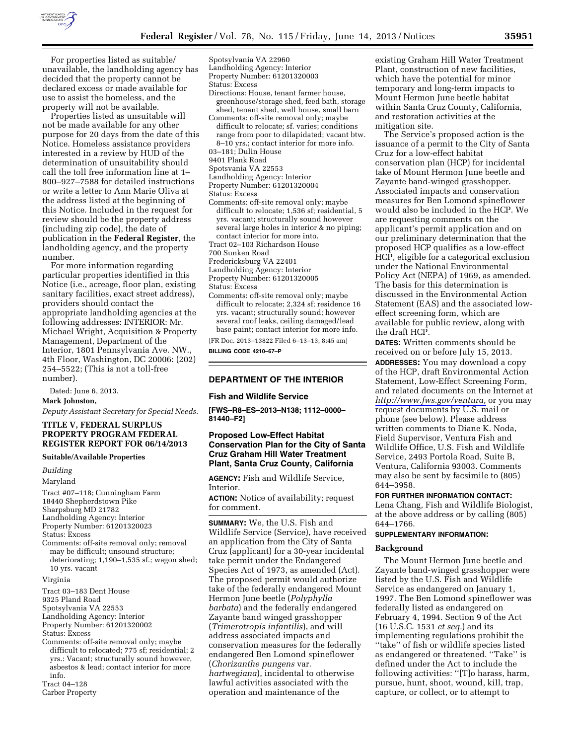For properties listed as suitable/unavailable, the landholding agency has decided that the property cannot be declared excess or made available for use to assist the homeless, and the property will not be available.

Properties listed as unsuitable will not be made available for any other purpose for 20 days from the date of this Notice. Homeless assistance providers interested in a review by HUD of the determination of unsuitability should call the toll free information line at 1–800–927–7588 for detailed instructions or write a letter to Ann Marie Oliva at the address listed at the beginning of this Notice. Included in the request for review should be the property address (including zip code), the date of publication in the **Federal Register**, the landholding agency, and the property number.

For more information regarding particular properties identified in this Notice (i.e., acreage, floor plan, existing sanitary facilities, exact street address), providers should contact the appropriate landholding agencies at the following addresses: INTERIOR: Mr. Michael Wright, Acquisition & Property Management, Department of the Interior, 1801 Pennsylvania Ave. NW., 4th Floor, Washington, DC 20006: (202) 254–5522; (This is not a toll-free number).

Dated: June 6, 2013.

**Mark Johnston,**

*Deputy Assistant Secretary for Special Needs.*

**TITLE V, FEDERAL SURPLUS PROPERTY PROGRAM FEDERAL REGISTER REPORT FOR 06/14/2013**

**Suitable/Available Properties**

*Building*

Maryland

Tract #07–118; Cunningham Farm
18440 Shepherdstown Pike
Sharpsburg MD 21782
Landholding Agency: Interior
Property Number: 61201320023
Status: Excess
Comments: off-site removal only; removal may be difficult; unsound structure; deteriorating; 1,190–1,535 sf.; wagon shed; 10 yrs. vacant

Virginia

Tract 03–183 Dent House
9325 Pland Road
Spotsylvania VA 22553
Landholding Agency: Interior
Property Number: 61201320002
Status: Excess
Comments: off-site removal only; maybe difficult to relocated; 775 sf; residential; 2 yrs.: Vacant; structurally sound however, asbestos & lead; contact interior for more info.

Tract 04–128
Carber Property
Spotsylvania VA 22960
Landholding Agency: Interior
Property Number: 61201320003
Status: Excess
Directions: House, tenant farmer house, greenhouse/storage shed, feed bath, storage shed, tenant shed, well house, small barn
Comments: off-site removal only; maybe difficult to relocate; sf. varies; conditions range from poor to dilapidated; vacant btw. 8–10 yrs.; contact interior for more info.

03–181; Dulin House
9401 Plank Road
Spotsvania VA 22553
Landholding Agency: Interior
Property Number: 61201320004
Status: Excess
Comments: off-site removal only; maybe difficult to relocate; 1,536 sf; residential, 5 yrs. vacant; structurally sound however several large holes in interior & no piping; contact interior for more into.

Tract 02–103 Richardson House
700 Sunken Road
Fredericksburg VA 22401
Landholding Agency: Interior
Property Number: 61201320005
Status: Excess
Comments: off-site removal only; maybe difficult to relocate; 2,324 sf; residence 16 yrs. vacant; structurally sound; however several roof leaks, ceiling damaged/lead base paint; contact interior for more info.

[FR Doc. 2013–13822 Filed 6–13–13; 8:45 am]

**BILLING CODE 4210–67–P**

---

**DEPARTMENT OF THE INTERIOR**

**Fish and Wildlife Service**

**[FWS–R8–ES–2013–N138; 1112–0000–81440–F2]**

## Proposed Low-Effect Habitat Conservation Plan for the City of Santa Cruz Graham Hill Water Treatment Plant, Santa Cruz County, California

**AGENCY:** Fish and Wildlife Service, Interior.

**ACTION:** Notice of availability; request for comment.

**SUMMARY:** We, the U.S. Fish and Wildlife Service (Service), have received an application from the City of Santa Cruz (applicant) for a 30-year incidental take permit under the Endangered Species Act of 1973, as amended (Act). The proposed permit would authorize take of the federally endangered Mount Hermon June beetle (*Polyphylla barbata*) and the federally endangered Zayante band winged grasshopper (*Trimerotropis infantilis*), and will address associated impacts and conservation measures for the federally endangered Ben Lomond spineflower (*Chorizanthe pungens* var. *hartwegiana*), incidental to otherwise lawful activities associated with the operation and maintenance of the existing Graham Hill Water Treatment Plant, construction of new facilities, which have the potential for minor temporary and long-term impacts to Mount Hermon June beetle habitat within Santa Cruz County, California, and restoration activities at the mitigation site.

The Service's proposed action is the issuance of a permit to the City of Santa Cruz for a low-effect habitat conservation plan (HCP) for incidental take of Mount Hermon June beetle and Zayante band-winged grasshopper. Associated impacts and conservation measures for Ben Lomond spineflower would also be included in the HCP. We are requesting comments on the applicant's permit application and on our preliminary determination that the proposed HCP qualifies as a low-effect HCP, eligible for a categorical exclusion under the National Environmental Policy Act (NEPA) of 1969, as amended. The basis for this determination is discussed in the Environmental Action Statement (EAS) and the associated low-effect screening form, which are available for public review, along with the draft HCP.

**DATES:** Written comments should be received on or before July 15, 2013.

**ADDRESSES:** You may download a copy of the HCP, draft Environmental Action Statement, Low-Effect Screening Form, and related documents on the Internet at *http://www.fws.gov/ventura,* or you may request documents by U.S. mail or phone (see below). Please address written comments to Diane K. Noda, Field Supervisor, Ventura Fish and Wildlife Office, U.S. Fish and Wildlife Service, 2493 Portola Road, Suite B, Ventura, California 93003. Comments may also be sent by facsimile to (805) 644–3958.

**FOR FURTHER INFORMATION CONTACT:** Lena Chang, Fish and Wildlife Biologist, at the above address or by calling (805) 644–1766.

**SUPPLEMENTARY INFORMATION:**

**Background**

The Mount Hermon June beetle and Zayante band-winged grasshopper were listed by the U.S. Fish and Wildlife Service as endangered on January 1, 1997. The Ben Lomond spineflower was federally listed as endangered on February 4, 1994. Section 9 of the Act (16 U.S.C. 1531 *et seq.*) and its implementing regulations prohibit the "take" of fish or wildlife species listed as endangered or threatened. "Take" is defined under the Act to include the following activities: "[T]o harass, harm, pursue, hunt, shoot, wound, kill, trap, capture, or collect, or to attempt to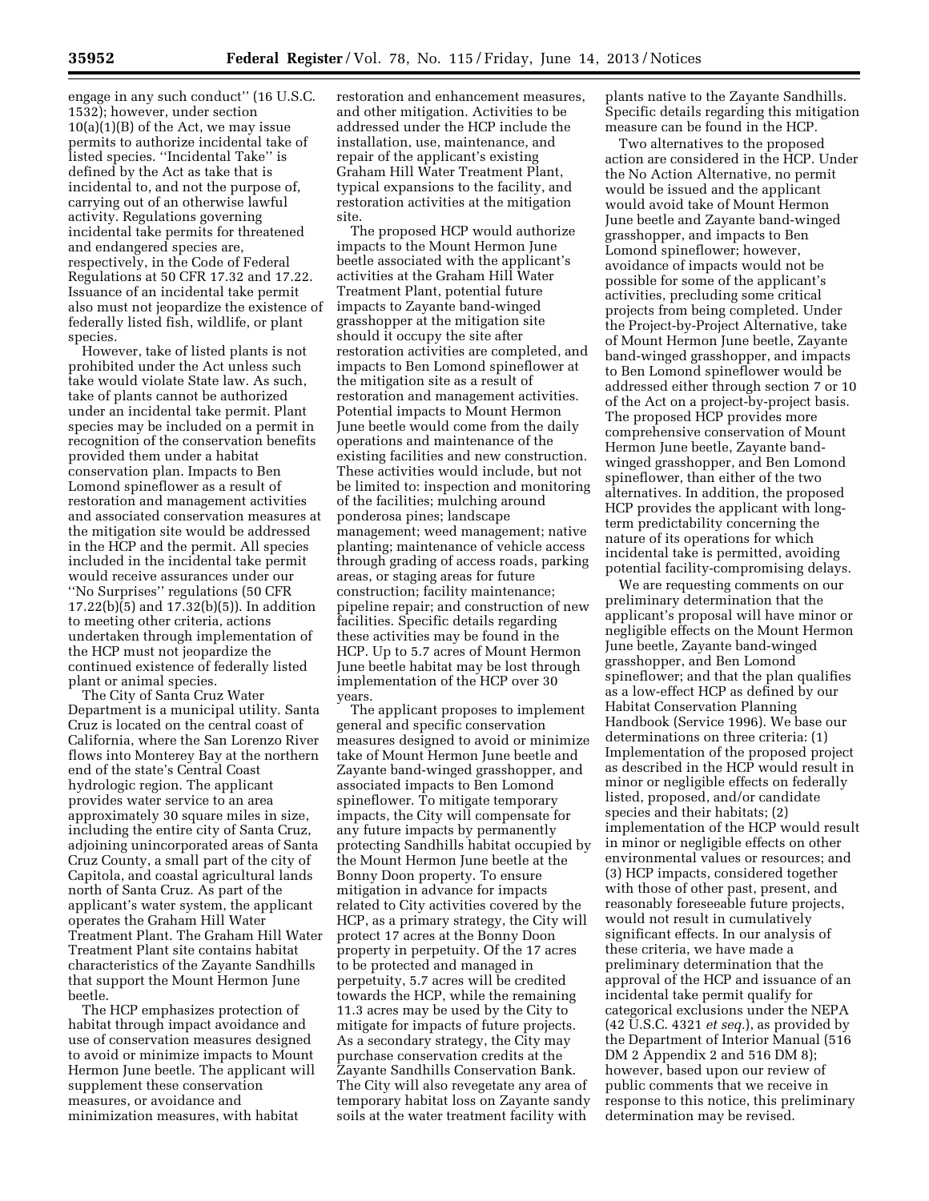engage in any such conduct'' (16 U.S.C. 1532); however, under section 10(a)(1)(B) of the Act, we may issue permits to authorize incidental take of listed species. ''Incidental Take'' is defined by the Act as take that is incidental to, and not the purpose of, carrying out of an otherwise lawful activity. Regulations governing incidental take permits for threatened and endangered species are, respectively, in the Code of Federal Regulations at 50 CFR 17.32 and 17.22. Issuance of an incidental take permit also must not jeopardize the existence of federally listed fish, wildlife, or plant species.

However, take of listed plants is not prohibited under the Act unless such take would violate State law. As such, take of plants cannot be authorized under an incidental take permit. Plant species may be included on a permit in recognition of the conservation benefits provided them under a habitat conservation plan. Impacts to Ben Lomond spineflower as a result of restoration and management activities and associated conservation measures at the mitigation site would be addressed in the HCP and the permit. All species included in the incidental take permit would receive assurances under our ''No Surprises'' regulations (50 CFR 17.22(b)(5) and 17.32(b)(5)). In addition to meeting other criteria, actions undertaken through implementation of the HCP must not jeopardize the continued existence of federally listed plant or animal species.

The City of Santa Cruz Water Department is a municipal utility. Santa Cruz is located on the central coast of California, where the San Lorenzo River flows into Monterey Bay at the northern end of the state's Central Coast hydrologic region. The applicant provides water service to an area approximately 30 square miles in size, including the entire city of Santa Cruz, adjoining unincorporated areas of Santa Cruz County, a small part of the city of Capitola, and coastal agricultural lands north of Santa Cruz. As part of the applicant's water system, the applicant operates the Graham Hill Water Treatment Plant. The Graham Hill Water Treatment Plant site contains habitat characteristics of the Zayante Sandhills that support the Mount Hermon June beetle.

The HCP emphasizes protection of habitat through impact avoidance and use of conservation measures designed to avoid or minimize impacts to Mount Hermon June beetle. The applicant will supplement these conservation measures, or avoidance and minimization measures, with habitat restoration and enhancement measures, and other mitigation. Activities to be addressed under the HCP include the installation, use, maintenance, and repair of the applicant's existing Graham Hill Water Treatment Plant, typical expansions to the facility, and restoration activities at the mitigation site.

The proposed HCP would authorize impacts to the Mount Hermon June beetle associated with the applicant's activities at the Graham Hill Water Treatment Plant, potential future impacts to Zayante band-winged grasshopper at the mitigation site should it occupy the site after restoration activities are completed, and impacts to Ben Lomond spineflower at the mitigation site as a result of restoration and management activities. Potential impacts to Mount Hermon June beetle would come from the daily operations and maintenance of the existing facilities and new construction. These activities would include, but not be limited to: inspection and monitoring of the facilities; mulching around ponderosa pines; landscape management; weed management; native planting; maintenance of vehicle access through grading of access roads, parking areas, or staging areas for future construction; facility maintenance; pipeline repair; and construction of new facilities. Specific details regarding these activities may be found in the HCP. Up to 5.7 acres of Mount Hermon June beetle habitat may be lost through implementation of the HCP over 30 years.

The applicant proposes to implement general and specific conservation measures designed to avoid or minimize take of Mount Hermon June beetle and Zayante band-winged grasshopper, and associated impacts to Ben Lomond spineflower. To mitigate temporary impacts, the City will compensate for any future impacts by permanently protecting Sandhills habitat occupied by the Mount Hermon June beetle at the Bonny Doon property. To ensure mitigation in advance for impacts related to City activities covered by the HCP, as a primary strategy, the City will protect 17 acres at the Bonny Doon property in perpetuity. Of the 17 acres to be protected and managed in perpetuity, 5.7 acres will be credited towards the HCP, while the remaining 11.3 acres may be used by the City to mitigate for impacts of future projects. As a secondary strategy, the City may purchase conservation credits at the Zayante Sandhills Conservation Bank. The City will also revegetate any area of temporary habitat loss on Zayante sandy soils at the water treatment facility with plants native to the Zayante Sandhills. Specific details regarding this mitigation measure can be found in the HCP.

Two alternatives to the proposed action are considered in the HCP. Under the No Action Alternative, no permit would be issued and the applicant would avoid take of Mount Hermon June beetle and Zayante band-winged grasshopper, and impacts to Ben Lomond spineflower; however, avoidance of impacts would not be possible for some of the applicant's activities, precluding some critical projects from being completed. Under the Project-by-Project Alternative, take of Mount Hermon June beetle, Zayante band-winged grasshopper, and impacts to Ben Lomond spineflower would be addressed either through section 7 or 10 of the Act on a project-by-project basis. The proposed HCP provides more comprehensive conservation of Mount Hermon June beetle, Zayante band-winged grasshopper, and Ben Lomond spineflower, than either of the two alternatives. In addition, the proposed HCP provides the applicant with long-term predictability concerning the nature of its operations for which incidental take is permitted, avoiding potential facility-compromising delays.

We are requesting comments on our preliminary determination that the applicant's proposal will have minor or negligible effects on the Mount Hermon June beetle, Zayante band-winged grasshopper, and Ben Lomond spineflower; and that the plan qualifies as a low-effect HCP as defined by our Habitat Conservation Planning Handbook (Service 1996). We base our determinations on three criteria: (1) Implementation of the proposed project as described in the HCP would result in minor or negligible effects on federally listed, proposed, and/or candidate species and their habitats; (2) implementation of the HCP would result in minor or negligible effects on other environmental values or resources; and (3) HCP impacts, considered together with those of other past, present, and reasonably foreseeable future projects, would not result in cumulatively significant effects. In our analysis of these criteria, we have made a preliminary determination that the approval of the HCP and issuance of an incidental take permit qualify for categorical exclusions under the NEPA (42 U.S.C. 4321 *et seq.*), as provided by the Department of Interior Manual (516 DM 2 Appendix 2 and 516 DM 8); however, based upon our review of public comments that we receive in response to this notice, this preliminary determination may be revised.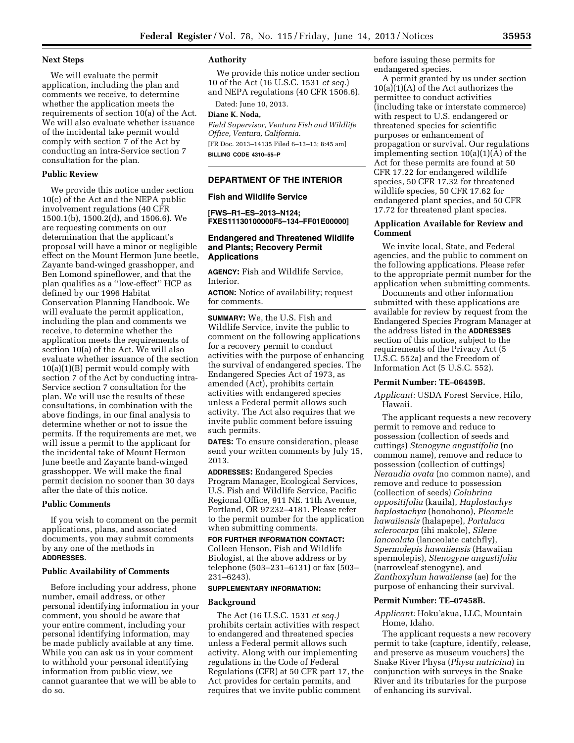### Next Steps

We will evaluate the permit application, including the plan and comments we receive, to determine whether the application meets the requirements of section 10(a) of the Act. We will also evaluate whether issuance of the incidental take permit would comply with section 7 of the Act by conducting an intra-Service section 7 consultation for the plan.

### Public Review

We provide this notice under section 10(c) of the Act and the NEPA public involvement regulations (40 CFR 1500.1(b), 1500.2(d), and 1506.6). We are requesting comments on our determination that the applicant's proposal will have a minor or negligible effect on the Mount Hermon June beetle, Zayante band-winged grasshopper, and Ben Lomond spineflower, and that the plan qualifies as a ''low-effect'' HCP as defined by our 1996 Habitat Conservation Planning Handbook. We will evaluate the permit application, including the plan and comments we receive, to determine whether the application meets the requirements of section 10(a) of the Act. We will also evaluate whether issuance of the section 10(a)(1)(B) permit would comply with section 7 of the Act by conducting intra-Service section 7 consultation for the plan. We will use the results of these consultations, in combination with the above findings, in our final analysis to determine whether or not to issue the permits. If the requirements are met, we will issue a permit to the applicant for the incidental take of Mount Hermon June beetle and Zayante band-winged grasshopper. We will make the final permit decision no sooner than 30 days after the date of this notice.

### Public Comments

If you wish to comment on the permit applications, plans, and associated documents, you may submit comments by any one of the methods in **ADDRESSES**.

### Public Availability of Comments

Before including your address, phone number, email address, or other personal identifying information in your comment, you should be aware that your entire comment, including your personal identifying information, may be made publicly available at any time. While you can ask us in your comment to withhold your personal identifying information from public view, we cannot guarantee that we will be able to do so.

### Authority

We provide this notice under section 10 of the Act (16 U.S.C. 1531 *et seq.*) and NEPA regulations (40 CFR 1506.6).

Dated: June 10, 2013.

**Diane K. Noda,**

*Field Supervisor, Ventura Fish and Wildlife Office, Ventura, California.*

[FR Doc. 2013–14135 Filed 6–13–13; 8:45 am]

**BILLING CODE 4310–55–P**

---

## DEPARTMENT OF THE INTERIOR

### Fish and Wildlife Service

**[FWS–R1–ES–2013–N124; FXES11130100000F5–134–FF01E00000]**

## Endangered and Threatened Wildlife and Plants; Recovery Permit Applications

**AGENCY:** Fish and Wildlife Service, Interior.

**ACTION:** Notice of availability; request for comments.

**SUMMARY:** We, the U.S. Fish and Wildlife Service, invite the public to comment on the following applications for a recovery permit to conduct activities with the purpose of enhancing the survival of endangered species. The Endangered Species Act of 1973, as amended (Act), prohibits certain activities with endangered species unless a Federal permit allows such activity. The Act also requires that we invite public comment before issuing such permits.

**DATES:** To ensure consideration, please send your written comments by July 15, 2013.

**ADDRESSES:** Endangered Species Program Manager, Ecological Services, U.S. Fish and Wildlife Service, Pacific Regional Office, 911 NE. 11th Avenue, Portland, OR 97232–4181. Please refer to the permit number for the application when submitting comments.

**FOR FURTHER INFORMATION CONTACT:** Colleen Henson, Fish and Wildlife Biologist, at the above address or by telephone (503–231–6131) or fax (503–231–6243).

**SUPPLEMENTARY INFORMATION:**

### Background

The Act (16 U.S.C. 1531 *et seq.)* prohibits certain activities with respect to endangered and threatened species unless a Federal permit allows such activity. Along with our implementing regulations in the Code of Federal Regulations (CFR) at 50 CFR part 17, the Act provides for certain permits, and requires that we invite public comment before issuing these permits for endangered species.

A permit granted by us under section 10(a)(1)(A) of the Act authorizes the permittee to conduct activities (including take or interstate commerce) with respect to U.S. endangered or threatened species for scientific purposes or enhancement of propagation or survival. Our regulations implementing section 10(a)(1)(A) of the Act for these permits are found at 50 CFR 17.22 for endangered wildlife species, 50 CFR 17.32 for threatened wildlife species, 50 CFR 17.62 for endangered plant species, and 50 CFR 17.72 for threatened plant species.

### Application Available for Review and Comment

We invite local, State, and Federal agencies, and the public to comment on the following applications. Please refer to the appropriate permit number for the application when submitting comments.

Documents and other information submitted with these applications are available for review by request from the Endangered Species Program Manager at the address listed in the **ADDRESSES** section of this notice, subject to the requirements of the Privacy Act (5 U.S.C. 552a) and the Freedom of Information Act (5 U.S.C. 552).

### Permit Number: TE–06459B.

*Applicant:* USDA Forest Service, Hilo, Hawaii.

The applicant requests a new recovery permit to remove and reduce to possession (collection of seeds and cuttings) *Stenogyne angustifolia* (no common name), remove and reduce to possession (collection of cuttings) *Neraudia ovata* (no common name), and remove and reduce to possession (collection of seeds) *Colubrina oppositifolia* (kauila), *Haplostachys haplostachya* (honohono), *Pleomele hawaiiensis* (halapepe), *Portulaca sclerocarpa* (ihi makole), *Silene lanceolata* (lanceolate catchfly), *Spermolepis hawaiiensis* (Hawaiian spermolepis), *Stenogyne angustifolia* (narrowleaf stenogyne), and *Zanthoxylum hawaiiense* (ae) for the purpose of enhancing their survival.

### Permit Number: TE–07458B.

*Applicant:* Hoku'akua, LLC, Mountain Home, Idaho.

The applicant requests a new recovery permit to take (capture, identify, release, and preserve as museum vouchers) the Snake River Physa (*Physa natricina*) in conjunction with surveys in the Snake River and its tributaries for the purpose of enhancing its survival.